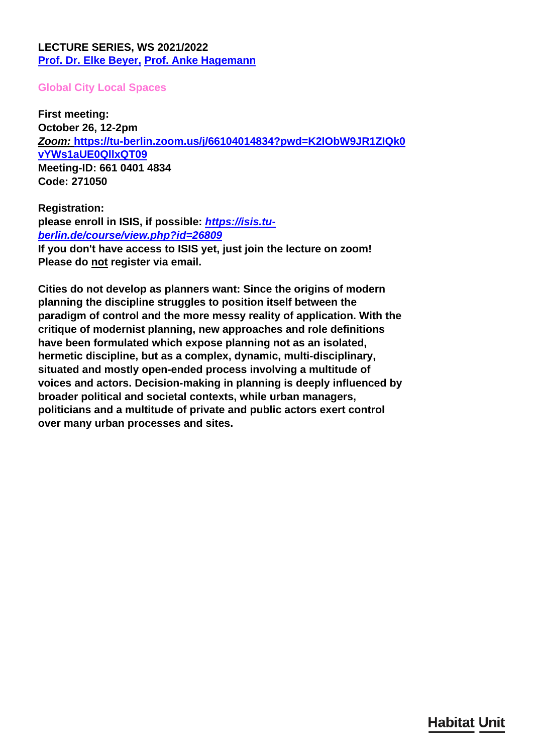**LECTURE SERIES, WS 2021/2022**
**Prof. Dr. Elke Beyer, Prof. Anke Hagemann**

## Global City Local Spaces

**First meeting:**
**October 26, 12-2pm**
***Zoom:*** **https://tu-berlin.zoom.us/j/66104014834?pwd=K2lObW9JR1ZIQk0vYWs1aUE0QllxQT09**
**Meeting-ID: 661 0401 4834**
**Code: 271050**

**Registration:**
**please enroll in ISIS, if possible: *https://isis.tu-berlin.de/course/view.php?id=26809***
**If you don't have access to ISIS yet, just join the lecture on zoom!**
**Please do not register via email.**

**Cities do not develop as planners want: Since the origins of modern planning the discipline struggles to position itself between the paradigm of control and the more messy reality of application. With the critique of modernist planning, new approaches and role definitions have been formulated which expose planning not as an isolated, hermetic discipline, but as a complex, dynamic, multi-disciplinary, situated and mostly open-ended process involving a multitude of voices and actors. Decision-making in planning is deeply influenced by broader political and societal contexts, while urban managers, politicians and a multitude of private and public actors exert control over many urban processes and sites.**

Habitat Unit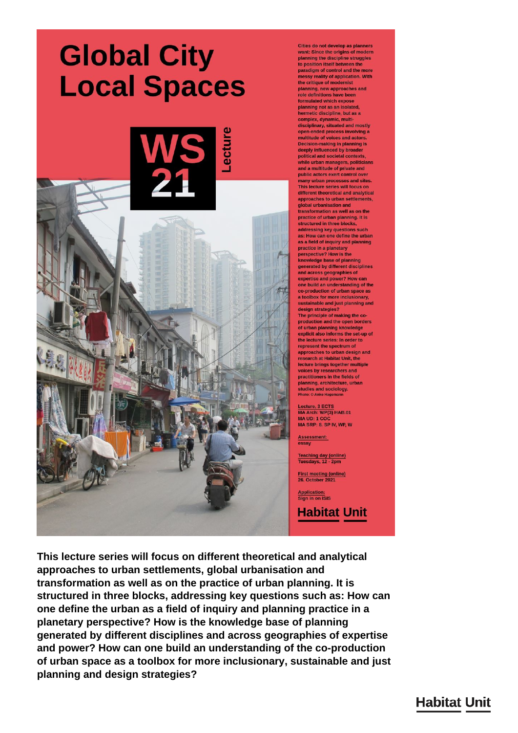# Global City Local Spaces

**WS 21** Lecture

Cities do not develop as planners want: Since the origins of modern planning the discipline struggles to position itself between the paradigm of control and the more messy reality of application. With the critique of modernist planning, new approaches and role definitions have been formulated which expose planning not as an isolated, hermetic discipline, but as a complex, dynamic, multi-disciplinary, situated and mostly open-ended process involving a multitude of voices and actors. Decision-making in planning is deeply influenced by broader political and societal contexts, while urban managers, politicians and a multitude of private and public actors exert control over many urban processes and sites. This lecture series will focus on different theoretical and analytical approaches to urban settlements, global urbanisation and transformation as well as on the practice of urban planning. It is structured in three blocks, addressing key questions such as: How can one define the urban as a field of inquiry and planning practice in a planetary perspective? How is the knowledge base of planning generated by different disciplines and across geographies of expertise and power? How can one build an understanding of the co-production of urban space as a toolbox for more inclusionary, sustainable and just planning and design strategies?
The principle of making the co-production and the open borders of urban planning knowledge explicit also informs the set-up of the lecture series: In order to represent the spectrum of approaches to urban design and research at Habitat Unit, the lecture brings together multiple voices by researchers and practitioners in the fields of planning, architecture, urban studies and sociology.
Photo: © Anke Hagemann

Lecture, 3 ECTS
MA Arch: WP(3) HAB.01
MA UD: 1 COC
MA SRP: 8. SP IV, WP, W

Assessment:
essay

Teaching day (online)
Tuesdays, 12 - 2pm

First meeting (online)
26. October 2021

Application:
Sign in on ISIS

Habitat Unit

**This lecture series will focus on different theoretical and analytical approaches to urban settlements, global urbanisation and transformation as well as on the practice of urban planning. It is structured in three blocks, addressing key questions such as: How can one define the urban as a field of inquiry and planning practice in a planetary perspective? How is the knowledge base of planning generated by different disciplines and across geographies of expertise and power? How can one build an understanding of the co-production of urban space as a toolbox for more inclusionary, sustainable and just planning and design strategies?**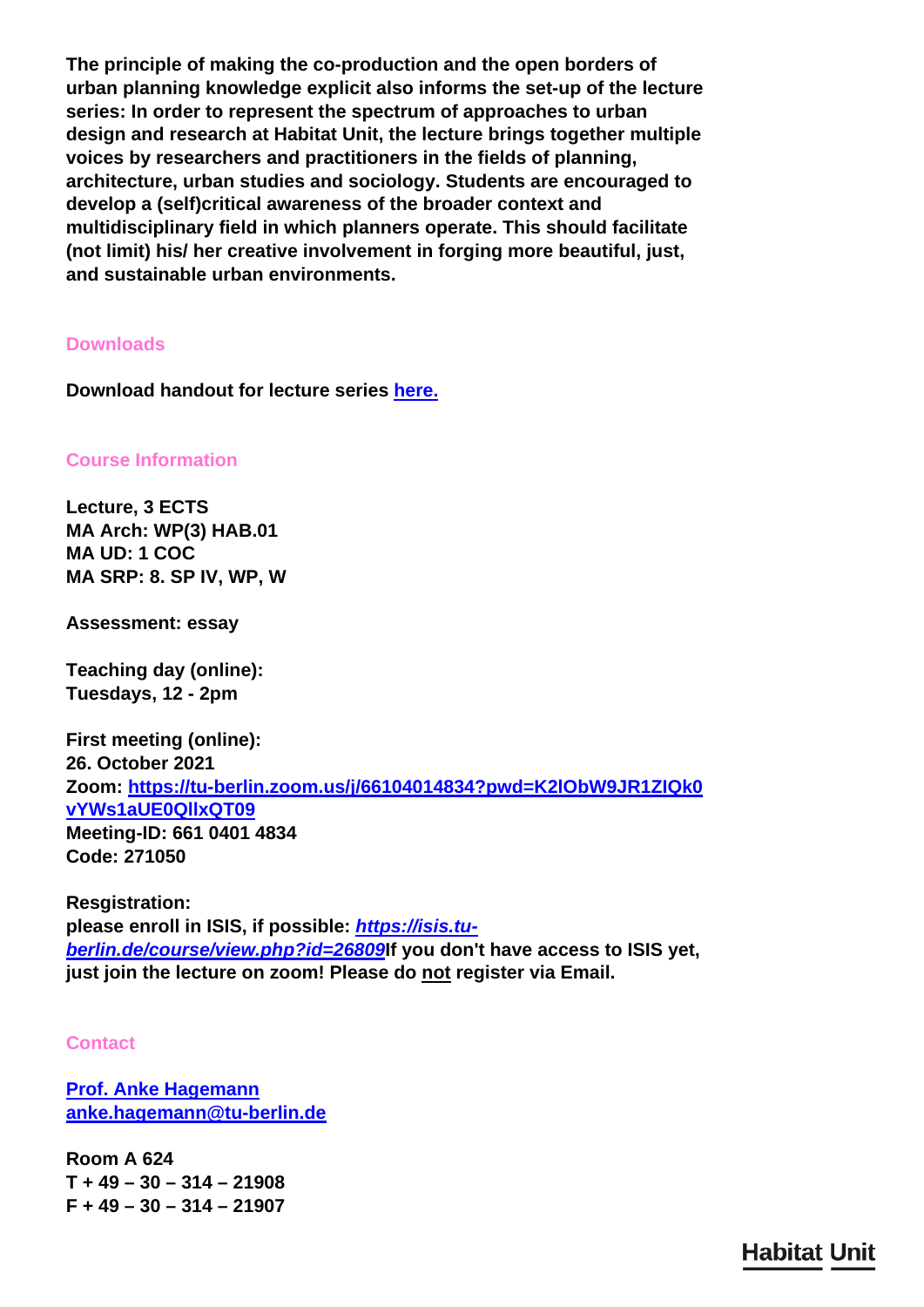**The principle of making the co-production and the open borders of urban planning knowledge explicit also informs the set-up of the lecture series: In order to represent the spectrum of approaches to urban design and research at Habitat Unit, the lecture brings together multiple voices by researchers and practitioners in the fields of planning, architecture, urban studies and sociology. Students are encouraged to develop a (self)critical awareness of the broader context and multidisciplinary field in which planners operate. This should facilitate (not limit) his/ her creative involvement in forging more beautiful, just, and sustainable urban environments.**

## Downloads

**Download handout for lecture series here.**

## Course Information

**Lecture, 3 ECTS**
**MA Arch: WP(3) HAB.01**
**MA UD: 1 COC**
**MA SRP: 8. SP IV, WP, W**

**Assessment: essay**

**Teaching day (online):**
**Tuesdays, 12 - 2pm**

**First meeting (online):**
**26. October 2021**
**Zoom: https://tu-berlin.zoom.us/j/66104014834?pwd=K2lObW9JR1ZIQk0vYWs1aUE0QllxQT09**
**Meeting-ID: 661 0401 4834**
**Code: 271050**

**Resgistration:**
**please enroll in ISIS, if possible: *https://isis.tu-berlin.de/course/view.php?id=26809*If you don't have access to ISIS yet, just join the lecture on zoom! Please do not register via Email.**

## Contact

**Prof. Anke Hagemann**
**anke.hagemann@tu-berlin.de**

**Room A 624**
**T + 49 – 30 – 314 – 21908**
**F + 49 – 30 – 314 – 21907**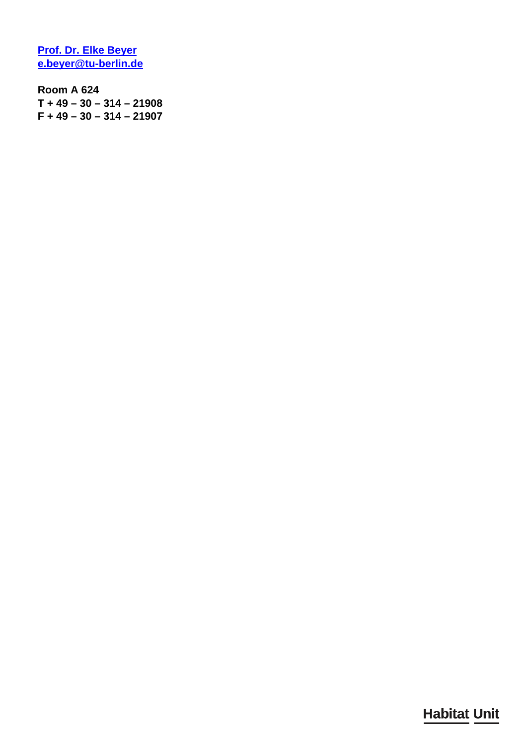**Prof. Dr. Elke Beyer**
**e.beyer@tu-berlin.de**

**Room A 624**
**T + 49 – 30 – 314 – 21908**
**F + 49 – 30 – 314 – 21907**

**Habitat Unit**